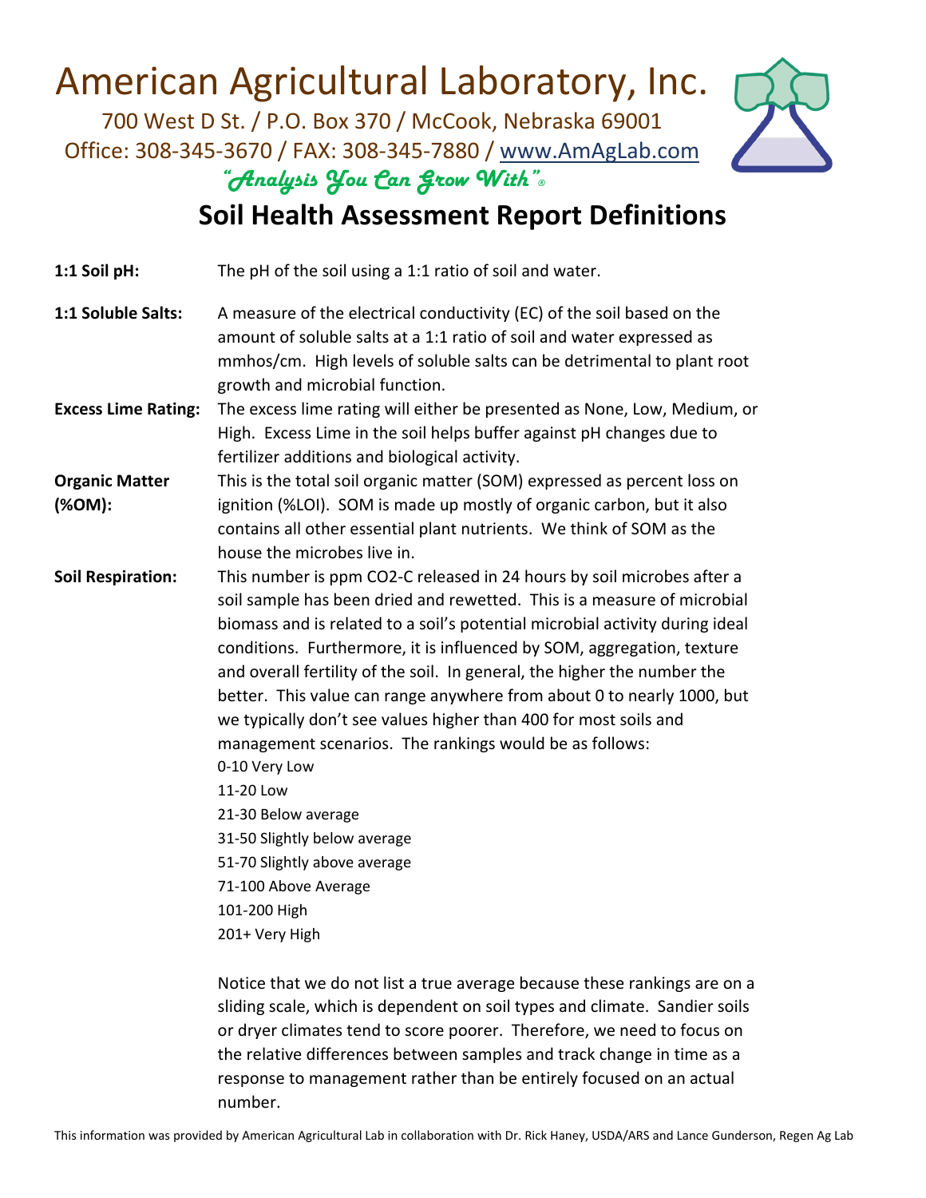# American Agricultural Laboratory, Inc.

700 West D St. / P.O. Box 370 / McCook, Nebraska 69001
Office: 308-345-3670 / FAX: 308-345-7880 / www.AmAgLab.com

*"Analysis You Can Grow With"*®

## Soil Health Assessment Report Definitions

**1:1 Soil pH:** The pH of the soil using a 1:1 ratio of soil and water.

**1:1 Soluble Salts:** A measure of the electrical conductivity (EC) of the soil based on the amount of soluble salts at a 1:1 ratio of soil and water expressed as mmhos/cm. High levels of soluble salts can be detrimental to plant root growth and microbial function.

**Excess Lime Rating:** The excess lime rating will either be presented as None, Low, Medium, or High. Excess Lime in the soil helps buffer against pH changes due to fertilizer additions and biological activity.

**Organic Matter (%OM):** This is the total soil organic matter (SOM) expressed as percent loss on ignition (%LOI). SOM is made up mostly of organic carbon, but it also contains all other essential plant nutrients. We think of SOM as the house the microbes live in.

**Soil Respiration:** This number is ppm $CO_2$-C released in 24 hours by soil microbes after a soil sample has been dried and rewetted. This is a measure of microbial biomass and is related to a soil's potential microbial activity during ideal conditions. Furthermore, it is influenced by SOM, aggregation, texture and overall fertility of the soil. In general, the higher the number the better. This value can range anywhere from about 0 to nearly 1000, but we typically don't see values higher than 400 for most soils and management scenarios. The rankings would be as follows:

0-10 Very Low
11-20 Low
21-30 Below average
31-50 Slightly below average
51-70 Slightly above average
71-100 Above Average
101-200 High
201+ Very High

Notice that we do not list a true average because these rankings are on a sliding scale, which is dependent on soil types and climate. Sandier soils or dryer climates tend to score poorer. Therefore, we need to focus on the relative differences between samples and track change in time as a response to management rather than be entirely focused on an actual number.

This information was provided by American Agricultural Lab in collaboration with Dr. Rick Haney, USDA/ARS and Lance Gunderson, Regen Ag Lab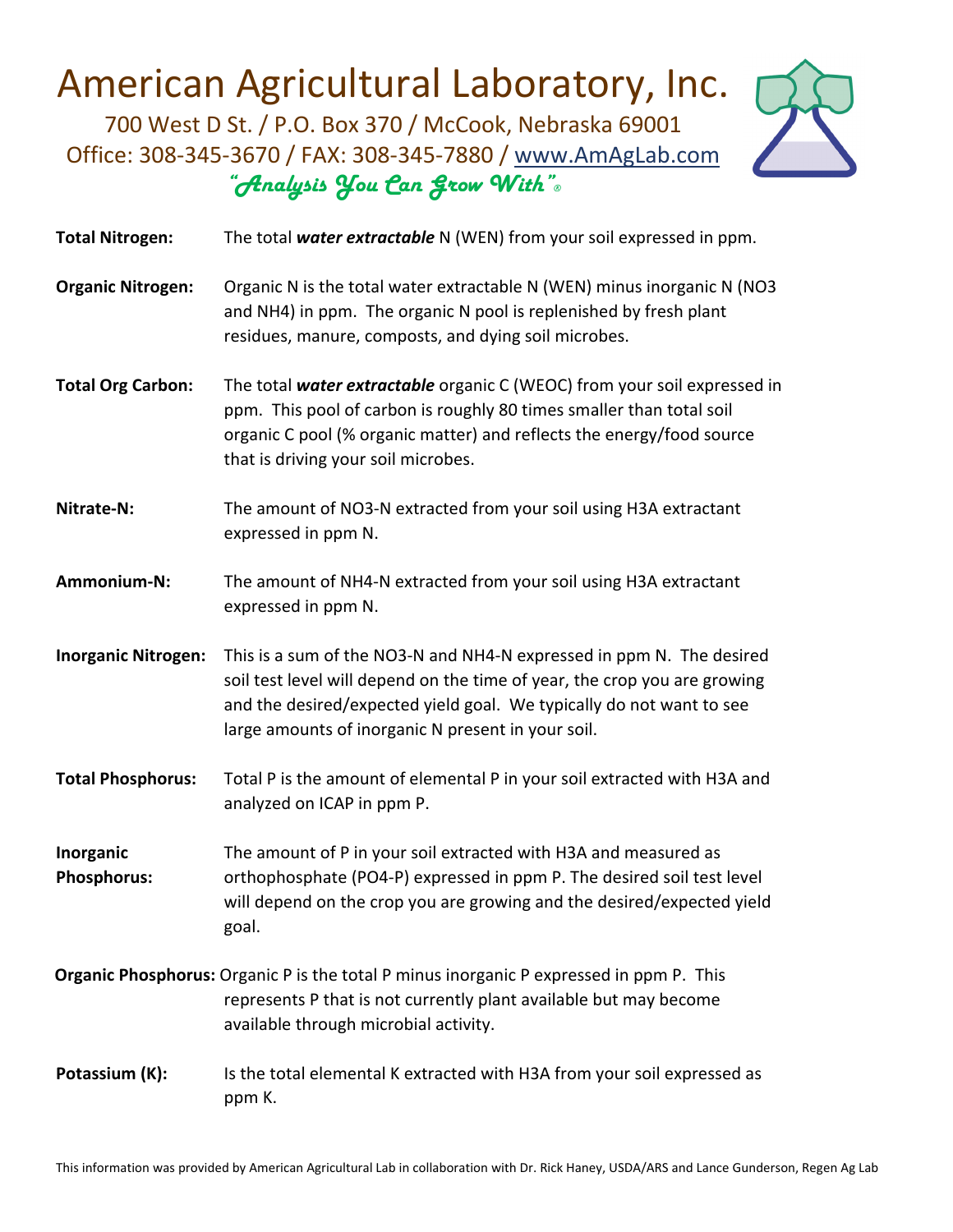# American Agricultural Laboratory, Inc.

700 West D St. / P.O. Box 370 / McCook, Nebraska 69001
Office: 308-345-3670 / FAX: 308-345-7880 / www.AmAgLab.com

*"Analysis You Can Grow With"®*

**Total Nitrogen:** The total ***water extractable*** N (WEN) from your soil expressed in ppm.

**Organic Nitrogen:** Organic N is the total water extractable N (WEN) minus inorganic N (NO3 and NH4) in ppm. The organic N pool is replenished by fresh plant residues, manure, composts, and dying soil microbes.

**Total Org Carbon:** The total ***water extractable*** organic C (WEOC) from your soil expressed in ppm. This pool of carbon is roughly 80 times smaller than total soil organic C pool (% organic matter) and reflects the energy/food source that is driving your soil microbes.

**Nitrate-N:** The amount of NO3-N extracted from your soil using H3A extractant expressed in ppm N.

**Ammonium-N:** The amount of NH4-N extracted from your soil using H3A extractant expressed in ppm N.

**Inorganic Nitrogen:** This is a sum of the NO3-N and NH4-N expressed in ppm N. The desired soil test level will depend on the time of year, the crop you are growing and the desired/expected yield goal. We typically do not want to see large amounts of inorganic N present in your soil.

**Total Phosphorus:** Total P is the amount of elemental P in your soil extracted with H3A and analyzed on ICAP in ppm P.

**Inorganic Phosphorus:** The amount of P in your soil extracted with H3A and measured as orthophosphate (PO4-P) expressed in ppm P. The desired soil test level will depend on the crop you are growing and the desired/expected yield goal.

**Organic Phosphorus:** Organic P is the total P minus inorganic P expressed in ppm P. This represents P that is not currently plant available but may become available through microbial activity.

**Potassium (K):** Is the total elemental K extracted with H3A from your soil expressed as ppm K.

This information was provided by American Agricultural Lab in collaboration with Dr. Rick Haney, USDA/ARS and Lance Gunderson, Regen Ag Lab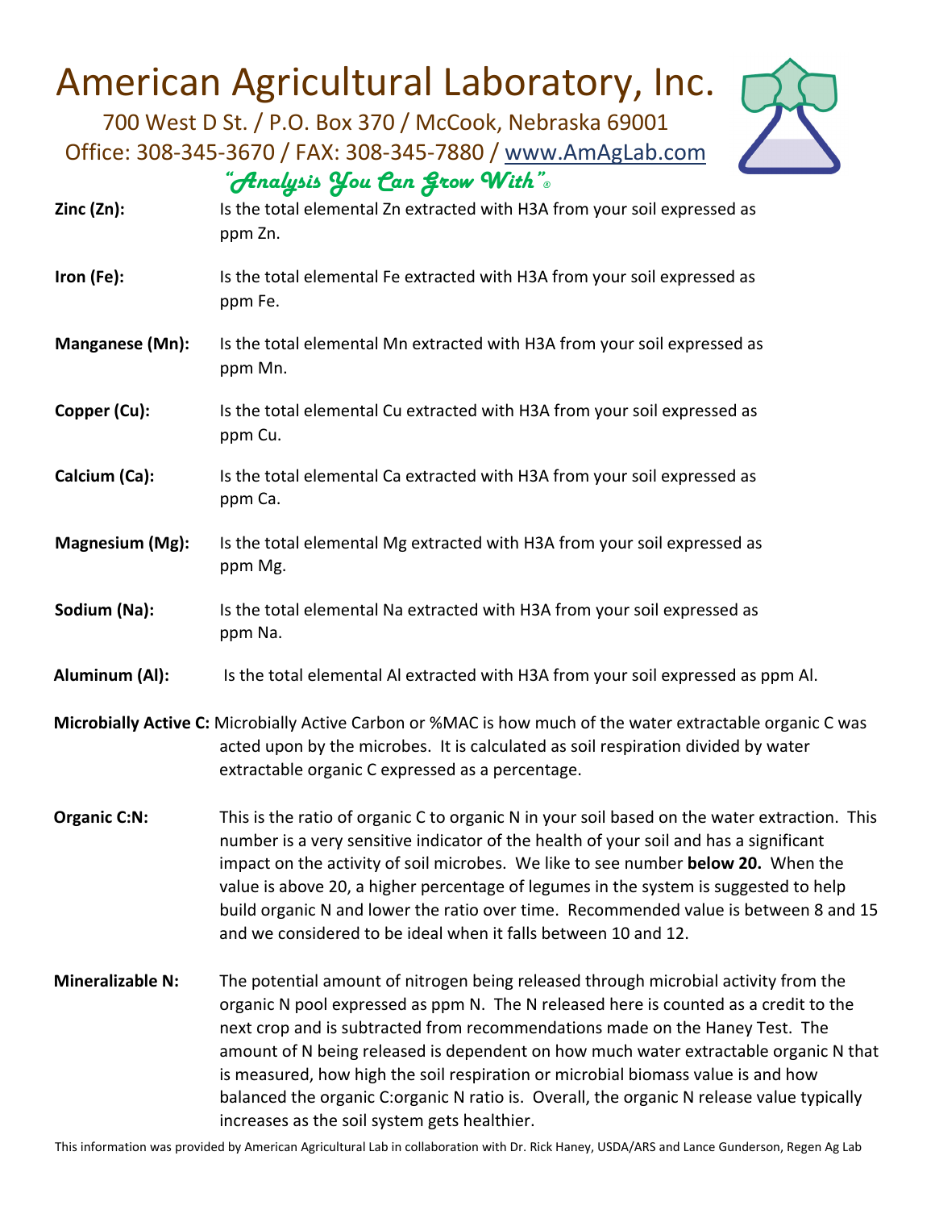# American Agricultural Laboratory, Inc.

700 West D St. / P.O. Box 370 / McCook, Nebraska 69001

Office: 308-345-3670 / FAX: 308-345-7880 / www.AmAgLab.com

*"Analysis You Can Grow With"®*

**Zinc (Zn):** Is the total elemental Zn extracted with H3A from your soil expressed as ppm Zn.

**Iron (Fe):** Is the total elemental Fe extracted with H3A from your soil expressed as ppm Fe.

**Manganese (Mn):** Is the total elemental Mn extracted with H3A from your soil expressed as ppm Mn.

**Copper (Cu):** Is the total elemental Cu extracted with H3A from your soil expressed as ppm Cu.

**Calcium (Ca):** Is the total elemental Ca extracted with H3A from your soil expressed as ppm Ca.

**Magnesium (Mg):** Is the total elemental Mg extracted with H3A from your soil expressed as ppm Mg.

**Sodium (Na):** Is the total elemental Na extracted with H3A from your soil expressed as ppm Na.

**Aluminum (Al):** Is the total elemental Al extracted with H3A from your soil expressed as ppm Al.

**Microbially Active C:** Microbially Active Carbon or %MAC is how much of the water extractable organic C was acted upon by the microbes. It is calculated as soil respiration divided by water extractable organic C expressed as a percentage.

**Organic C:N:** This is the ratio of organic C to organic N in your soil based on the water extraction. This number is a very sensitive indicator of the health of your soil and has a significant impact on the activity of soil microbes. We like to see number **below 20.** When the value is above 20, a higher percentage of legumes in the system is suggested to help build organic N and lower the ratio over time. Recommended value is between 8 and 15 and we considered to be ideal when it falls between 10 and 12.

**Mineralizable N:** The potential amount of nitrogen being released through microbial activity from the organic N pool expressed as ppm N. The N released here is counted as a credit to the next crop and is subtracted from recommendations made on the Haney Test. The amount of N being released is dependent on how much water extractable organic N that is measured, how high the soil respiration or microbial biomass value is and how balanced the organic C:organic N ratio is. Overall, the organic N release value typically increases as the soil system gets healthier.

This information was provided by American Agricultural Lab in collaboration with Dr. Rick Haney, USDA/ARS and Lance Gunderson, Regen Ag Lab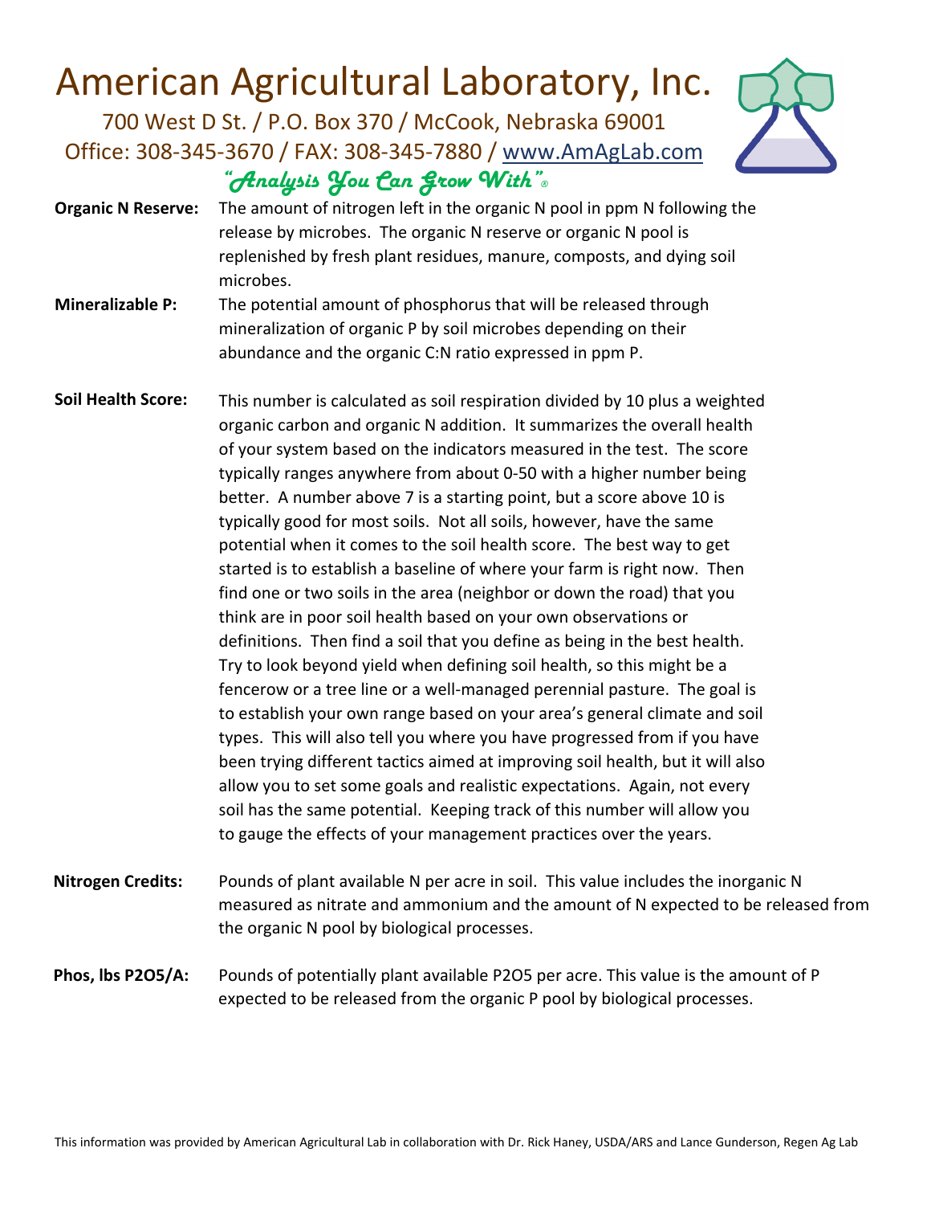# American Agricultural Laboratory, Inc.

700 West D St. / P.O. Box 370 / McCook, Nebraska 69001
Office: 308-345-3670 / FAX: 308-345-7880 / www.AmAgLab.com

*"Analysis You Can Grow With"®*

**Organic N Reserve:** The amount of nitrogen left in the organic N pool in ppm N following the release by microbes. The organic N reserve or organic N pool is replenished by fresh plant residues, manure, composts, and dying soil microbes.

**Mineralizable P:** The potential amount of phosphorus that will be released through mineralization of organic P by soil microbes depending on their abundance and the organic C:N ratio expressed in ppm P.

**Soil Health Score:** This number is calculated as soil respiration divided by 10 plus a weighted organic carbon and organic N addition. It summarizes the overall health of your system based on the indicators measured in the test. The score typically ranges anywhere from about 0-50 with a higher number being better. A number above 7 is a starting point, but a score above 10 is typically good for most soils. Not all soils, however, have the same potential when it comes to the soil health score. The best way to get started is to establish a baseline of where your farm is right now. Then find one or two soils in the area (neighbor or down the road) that you think are in poor soil health based on your own observations or definitions. Then find a soil that you define as being in the best health. Try to look beyond yield when defining soil health, so this might be a fencerow or a tree line or a well-managed perennial pasture. The goal is to establish your own range based on your area's general climate and soil types. This will also tell you where you have progressed from if you have been trying different tactics aimed at improving soil health, but it will also allow you to set some goals and realistic expectations. Again, not every soil has the same potential. Keeping track of this number will allow you to gauge the effects of your management practices over the years.

**Nitrogen Credits:** Pounds of plant available N per acre in soil. This value includes the inorganic N measured as nitrate and ammonium and the amount of N expected to be released from the organic N pool by biological processes.

**Phos, lbs $P_2O_5$/A:** Pounds of potentially plant available $P_2O_5$ per acre. This value is the amount of P expected to be released from the organic P pool by biological processes.

This information was provided by American Agricultural Lab in collaboration with Dr. Rick Haney, USDA/ARS and Lance Gunderson, Regen Ag Lab